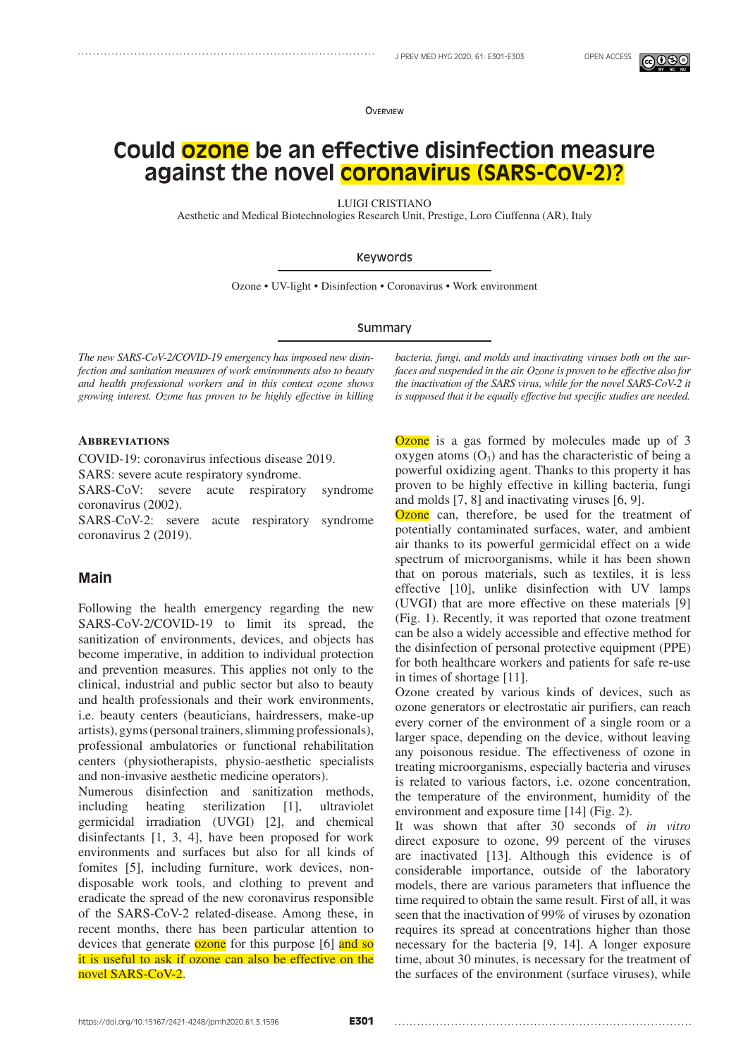Overview

# Could ozone be an effective disinfection measure against the novel coronavirus (SARS-CoV-2)?

LUIGI CRISTIANO

Aesthetic and Medical Biotechnologies Research Unit, Prestige, Loro Ciuffenna (AR), Italy

## Keywords

Ozone • UV-light • Disinfection • Coronavirus • Work environment

## Summary

*The new SARS-CoV-2/COVID-19 emergency has imposed new disinfection and sanitation measures of work environments also to beauty and health professional workers and in this context ozone shows growing interest. Ozone has proven to be highly effective in killing bacteria, fungi, and molds and inactivating viruses both on the surfaces and suspended in the air. Ozone is proven to be effective also for the inactivation of the SARS virus, while for the novel SARS-CoV-2 it is supposed that it be equally effective but specific studies are needed.*

### Abbreviations

COVID-19: coronavirus infectious disease 2019.
SARS: severe acute respiratory syndrome.
SARS-CoV: severe acute respiratory syndrome coronavirus (2002).
SARS-CoV-2: severe acute respiratory syndrome coronavirus 2 (2019).

## Main

Following the health emergency regarding the new SARS-CoV-2/COVID-19 to limit its spread, the sanitization of environments, devices, and objects has become imperative, in addition to individual protection and prevention measures. This applies not only to the clinical, industrial and public sector but also to beauty and health professionals and their work environments, i.e. beauty centers (beauticians, hairdressers, make-up artists), gyms (personal trainers, slimming professionals), professional ambulatories or functional rehabilitation centers (physiotherapists, physio-aesthetic specialists and non-invasive aesthetic medicine operators).

Numerous disinfection and sanitization methods, including heating sterilization [1], ultraviolet germicidal irradiation (UVGI) [2], and chemical disinfectants [1, 3, 4], have been proposed for work environments and surfaces but also for all kinds of fomites [5], including furniture, work devices, non-disposable work tools, and clothing to prevent and eradicate the spread of the new coronavirus responsible of the SARS-CoV-2 related-disease. Among these, in recent months, there has been particular attention to devices that generate ozone for this purpose [6] and so it is useful to ask if ozone can also be effective on the novel SARS-CoV-2.

Ozone is a gas formed by molecules made up of 3 oxygen atoms ($O_3$) and has the characteristic of being a powerful oxidizing agent. Thanks to this property it has proven to be highly effective in killing bacteria, fungi and molds [7, 8] and inactivating viruses [6, 9].

Ozone can, therefore, be used for the treatment of potentially contaminated surfaces, water, and ambient air thanks to its powerful germicidal effect on a wide spectrum of microorganisms, while it has been shown that on porous materials, such as textiles, it is less effective [10], unlike disinfection with UV lamps (UVGI) that are more effective on these materials [9] (Fig. 1). Recently, it was reported that ozone treatment can be also a widely accessible and effective method for the disinfection of personal protective equipment (PPE) for both healthcare workers and patients for safe re-use in times of shortage [11].

Ozone created by various kinds of devices, such as ozone generators or electrostatic air purifiers, can reach every corner of the environment of a single room or a larger space, depending on the device, without leaving any poisonous residue. The effectiveness of ozone in treating microorganisms, especially bacteria and viruses is related to various factors, i.e. ozone concentration, the temperature of the environment, humidity of the environment and exposure time [14] (Fig. 2).

It was shown that after 30 seconds of *in vitro* direct exposure to ozone, 99 percent of the viruses are inactivated [13]. Although this evidence is of considerable importance, outside of the laboratory models, there are various parameters that influence the time required to obtain the same result. First of all, it was seen that the inactivation of 99% of viruses by ozonation requires its spread at concentrations higher than those necessary for the bacteria [9, 14]. A longer exposure time, about 30 minutes, is necessary for the treatment of the surfaces of the environment (surface viruses), while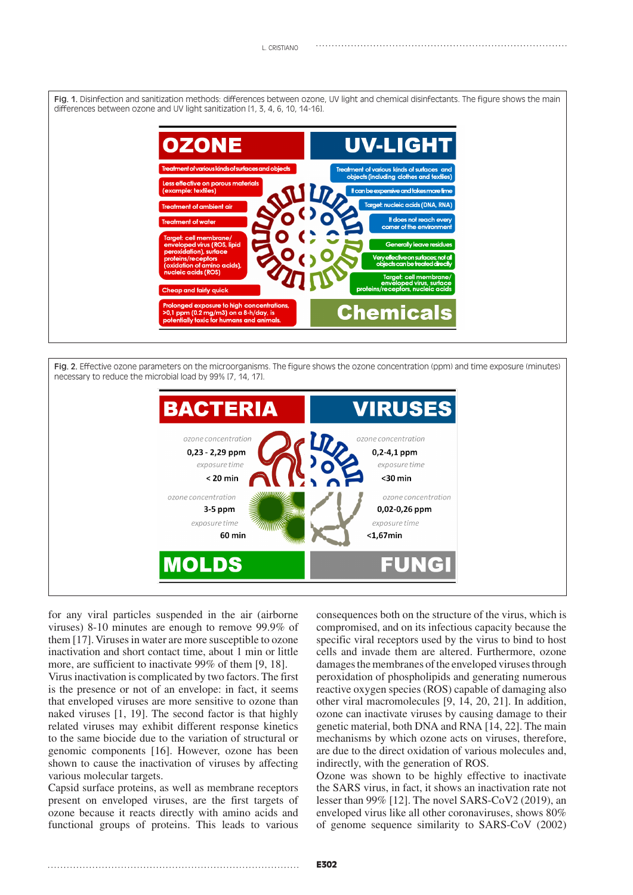Fig. 1. Disinfection and sanitization methods: differences between ozone, UV light and chemical disinfectants. The figure shows the main differences between ozone and UV light sanitization [1, 3, 4, 6, 10, 14-16].

**OZONE**

- Treatment of various kinds of surfaces and objects
- Less effective on porous materials (example: textiles)
- Treatment of ambient air
- Treatment of water
- Target: cell membrane/ enveloped virus (ROS, lipid peroxidation), surface proteins/receptors (oxidation of amino acids), nucleic acids (ROS)
- Cheap and fairly quick
- Prolonged exposure to high concentrations, >0,1 ppm (0.2 mg/m3) on a 8-h/day, is potentially toxic for humans and animals.

**UV-LIGHT**

- Treatment of various kinds of surfaces and objects (including clothes and textiles)
- It can be expensive and takes more time
- Target: nucleic acids (DNA, RNA)
- It does not reach every corner of the environment

**Chemicals**

- Generally leave residues
- Very effective on surfaces; not all objects can be treated directly
- Target: cell membrane/ enveloped virus, surface proteins/receptors, nucleic acids

Fig. 2. Effective ozone parameters on the microorganisms. The figure shows the ozone concentration (ppm) and time exposure (minutes) necessary to reduce the microbial load by 99% [7, 14, 17].

| | ozone concentration | exposure time |
|---|---|---|
| BACTERIA | 0,23 - 2,29 ppm | < 20 min |
| VIRUSES | 0,2-4,1 ppm | <30 min |
| MOLDS | 3-5 ppm | 60 min |
| FUNGI | 0,02-0,26 ppm | <1,67min |

for any viral particles suspended in the air (airborne viruses) 8-10 minutes are enough to remove 99.9% of them [17]. Viruses in water are more susceptible to ozone inactivation and short contact time, about 1 min or little more, are sufficient to inactivate 99% of them [9, 18].

Virus inactivation is complicated by two factors. The first is the presence or not of an envelope: in fact, it seems that enveloped viruses are more sensitive to ozone than naked viruses [1, 19]. The second factor is that highly related viruses may exhibit different response kinetics to the same biocide due to the variation of structural or genomic components [16]. However, ozone has been shown to cause the inactivation of viruses by affecting various molecular targets.

Capsid surface proteins, as well as membrane receptors present on enveloped viruses, are the first targets of ozone because it reacts directly with amino acids and functional groups of proteins. This leads to various consequences both on the structure of the virus, which is compromised, and on its infectious capacity because the specific viral receptors used by the virus to bind to host cells and invade them are altered. Furthermore, ozone damages the membranes of the enveloped viruses through peroxidation of phospholipids and generating numerous reactive oxygen species (ROS) capable of damaging also other viral macromolecules [9, 14, 20, 21]. In addition, ozone can inactivate viruses by causing damage to their genetic material, both DNA and RNA [14, 22]. The main mechanisms by which ozone acts on viruses, therefore, are due to the direct oxidation of various molecules and, indirectly, with the generation of ROS.

Ozone was shown to be highly effective to inactivate the SARS virus, in fact, it shows an inactivation rate not lesser than 99% [12]. The novel SARS-CoV2 (2019), an enveloped virus like all other coronaviruses, shows 80% of genome sequence similarity to SARS-CoV (2002)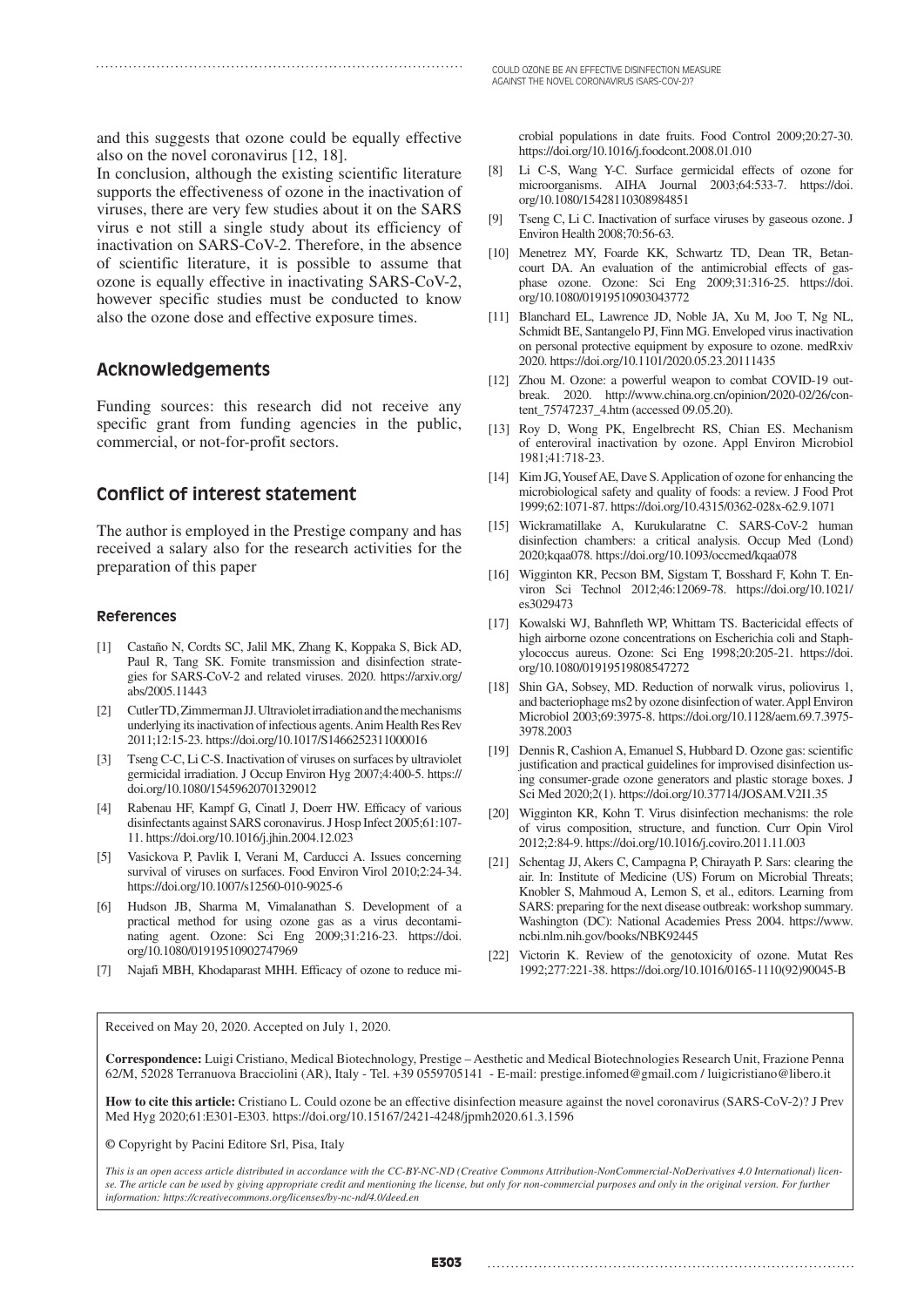and this suggests that ozone could be equally effective also on the novel coronavirus [12, 18].

In conclusion, although the existing scientific literature supports the effectiveness of ozone in the inactivation of viruses, there are very few studies about it on the SARS virus e not still a single study about its efficiency of inactivation on SARS-CoV-2. Therefore, in the absence of scientific literature, it is possible to assume that ozone is equally effective in inactivating SARS-CoV-2, however specific studies must be conducted to know also the ozone dose and effective exposure times.

## Acknowledgements

Funding sources: this research did not receive any specific grant from funding agencies in the public, commercial, or not-for-profit sectors.

## Conflict of interest statement

The author is employed in the Prestige company and has received a salary also for the research activities for the preparation of this paper

### References

[1] Castaño N, Cordts SC, Jalil MK, Zhang K, Koppaka S, Bick AD, Paul R, Tang SK. Fomite transmission and disinfection strategies for SARS-CoV-2 and related viruses. 2020. https://arxiv.org/abs/2005.11443

[2] Cutler TD, Zimmerman JJ. Ultraviolet irradiation and the mechanisms underlying its inactivation of infectious agents. Anim Health Res Rev 2011;12:15-23. https://doi.org/10.1017/S1466252311000016

[3] Tseng C-C, Li C-S. Inactivation of viruses on surfaces by ultraviolet germicidal irradiation. J Occup Environ Hyg 2007;4:400-5. https://doi.org/10.1080/15459620701329012

[4] Rabenau HF, Kampf G, Cinatl J, Doerr HW. Efficacy of various disinfectants against SARS coronavirus. J Hosp Infect 2005;61:107-11. https://doi.org/10.1016/j.jhin.2004.12.023

[5] Vasickova P, Pavlik I, Verani M, Carducci A. Issues concerning survival of viruses on surfaces. Food Environ Virol 2010;2:24-34. https://doi.org/10.1007/s12560-010-9025-6

[6] Hudson JB, Sharma M, Vimalanathan S. Development of a practical method for using ozone gas as a virus decontaminating agent. Ozone: Sci Eng 2009;31:216-23. https://doi.org/10.1080/01919510902747969

[7] Najafi MBH, Khodaparast MHH. Efficacy of ozone to reduce microbial populations in date fruits. Food Control 2009;20:27-30. https://doi.org/10.1016/j.foodcont.2008.01.010

[8] Li C-S, Wang Y-C. Surface germicidal effects of ozone for microorganisms. AIHA Journal 2003;64:533-7. https://doi.org/10.1080/15428110308984851

[9] Tseng C, Li C. Inactivation of surface viruses by gaseous ozone. J Environ Health 2008;70:56-63.

[10] Menetrez MY, Foarde KK, Schwartz TD, Dean TR, Betancourt DA. An evaluation of the antimicrobial effects of gas-phase ozone. Ozone: Sci Eng 2009;31:316-25. https://doi.org/10.1080/01919510903043772

[11] Blanchard EL, Lawrence JD, Noble JA, Xu M, Joo T, Ng NL, Schmidt BE, Santangelo PJ, Finn MG. Enveloped virus inactivation on personal protective equipment by exposure to ozone. medRxiv 2020. https://doi.org/10.1101/2020.05.23.20111435

[12] Zhou M. Ozone: a powerful weapon to combat COVID-19 outbreak. 2020. http://www.china.org.cn/opinion/2020-02/26/content_75747237_4.htm (accessed 09.05.20).

[13] Roy D, Wong PK, Engelbrecht RS, Chian ES. Mechanism of enteroviral inactivation by ozone. Appl Environ Microbiol 1981;41:718-23.

[14] Kim JG, Yousef AE, Dave S. Application of ozone for enhancing the microbiological safety and quality of foods: a review. J Food Prot 1999;62:1071-87. https://doi.org/10.4315/0362-028x-62.9.1071

[15] Wickramatillake A, Kurukularatne C. SARS-CoV-2 human disinfection chambers: a critical analysis. Occup Med (Lond) 2020;kqaa078. https://doi.org/10.1093/occmed/kqaa078

[16] Wigginton KR, Pecson BM, Sigstam T, Bosshard F, Kohn T. Environ Sci Technol 2012;46:12069-78. https://doi.org/10.1021/es3029473

[17] Kowalski WJ, Bahnfleth WP, Whittam TS. Bactericidal effects of high airborne ozone concentrations on Escherichia coli and Staphylococcus aureus. Ozone: Sci Eng 1998;20:205-21. https://doi.org/10.1080/01919519808547272

[18] Shin GA, Sobsey, MD. Reduction of norwalk virus, poliovirus 1, and bacteriophage ms2 by ozone disinfection of water. Appl Environ Microbiol 2003;69:3975-8. https://doi.org/10.1128/aem.69.7.3975-3978.2003

[19] Dennis R, Cashion A, Emanuel S, Hubbard D. Ozone gas: scientific justification and practical guidelines for improvised disinfection using consumer-grade ozone generators and plastic storage boxes. J Sci Med 2020;2(1). https://doi.org/10.37714/JOSAM.V2I1.35

[20] Wigginton KR, Kohn T. Virus disinfection mechanisms: the role of virus composition, structure, and function. Curr Opin Virol 2012;2:84-9. https://doi.org/10.1016/j.coviro.2011.11.003

[21] Schentag JJ, Akers C, Campagna P, Chirayath P. Sars: clearing the air. In: Institute of Medicine (US) Forum on Microbial Threats; Knobler S, Mahmoud A, Lemon S, et al., editors. Learning from SARS: preparing for the next disease outbreak: workshop summary. Washington (DC): National Academies Press 2004. https://www.ncbi.nlm.nih.gov/books/NBK92445

[22] Victorin K. Review of the genotoxicity of ozone. Mutat Res 1992;277:221-38. https://doi.org/10.1016/0165-1110(92)90045-B

Received on May 20, 2020. Accepted on July 1, 2020.

**Correspondence:** Luigi Cristiano, Medical Biotechnology, Prestige – Aesthetic and Medical Biotechnologies Research Unit, Frazione Penna 62/M, 52028 Terranuova Bracciolini (AR), Italy - Tel. +39 0559705141 - E-mail: prestige.infomed@gmail.com / luigicristiano@libero.it

**How to cite this article:** Cristiano L. Could ozone be an effective disinfection measure against the novel coronavirus (SARS-CoV-2)? J Prev Med Hyg 2020;61:E301-E303. https://doi.org/10.15167/2421-4248/jpmh2020.61.3.1596

© Copyright by Pacini Editore Srl, Pisa, Italy

*This is an open access article distributed in accordance with the CC-BY-NC-ND (Creative Commons Attribution-NonCommercial-NoDerivatives 4.0 International) license. The article can be used by giving appropriate credit and mentioning the license, but only for non-commercial purposes and only in the original version. For further information: https://creativecommons.org/licenses/by-nc-nd/4.0/deed.en*